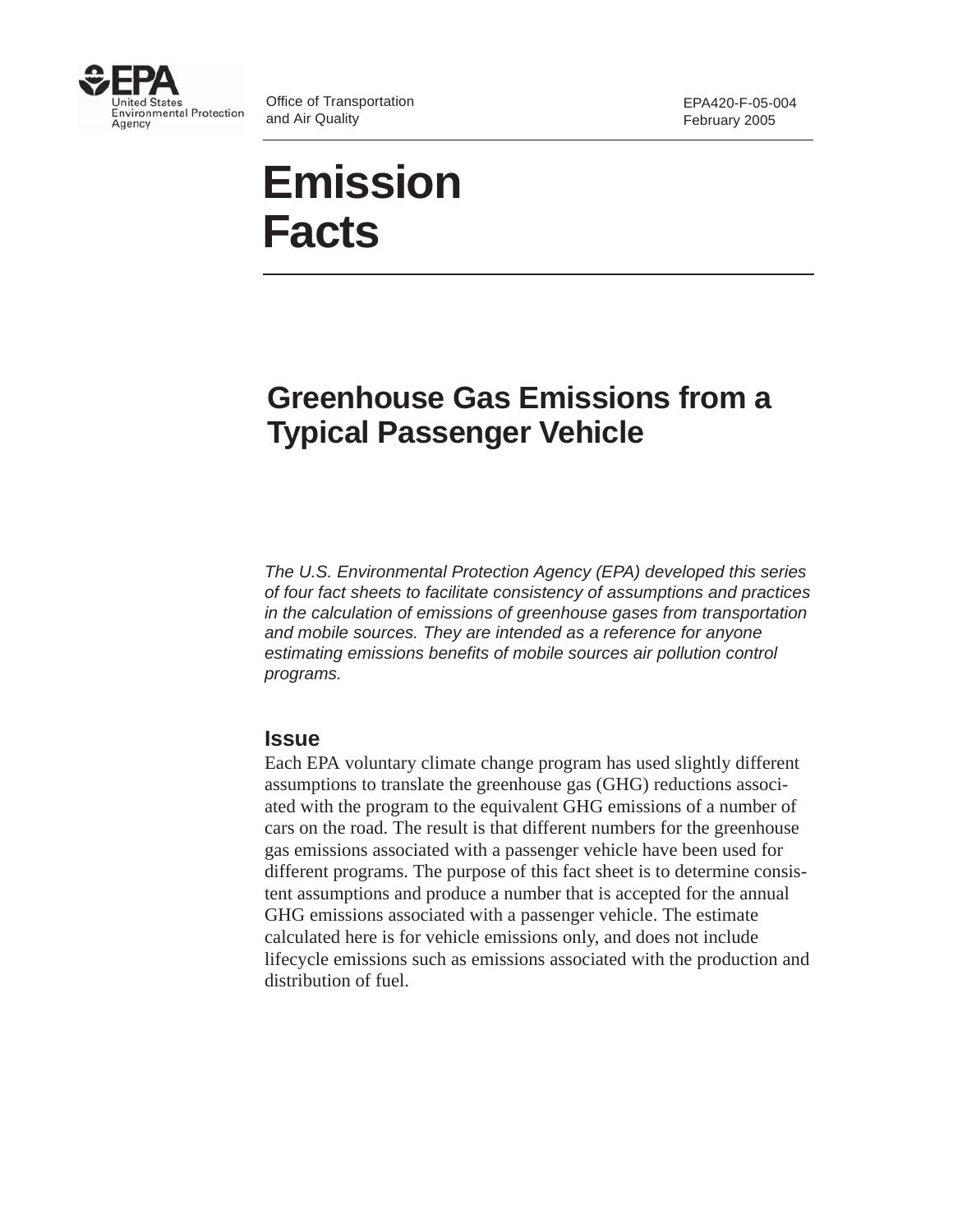Office of Transportation and Air Quality

EPA420-F-05-004
February 2005

# Emission Facts

## Greenhouse Gas Emissions from a Typical Passenger Vehicle

*The U.S. Environmental Protection Agency (EPA) developed this series of four fact sheets to facilitate consistency of assumptions and practices in the calculation of emissions of greenhouse gases from transportation and mobile sources. They are intended as a reference for anyone estimating emissions benefits of mobile sources air pollution control programs.*

### Issue

Each EPA voluntary climate change program has used slightly different assumptions to translate the greenhouse gas (GHG) reductions associated with the program to the equivalent GHG emissions of a number of cars on the road. The result is that different numbers for the greenhouse gas emissions associated with a passenger vehicle have been used for different programs. The purpose of this fact sheet is to determine consistent assumptions and produce a number that is accepted for the annual GHG emissions associated with a passenger vehicle. The estimate calculated here is for vehicle emissions only, and does not include lifecycle emissions such as emissions associated with the production and distribution of fuel.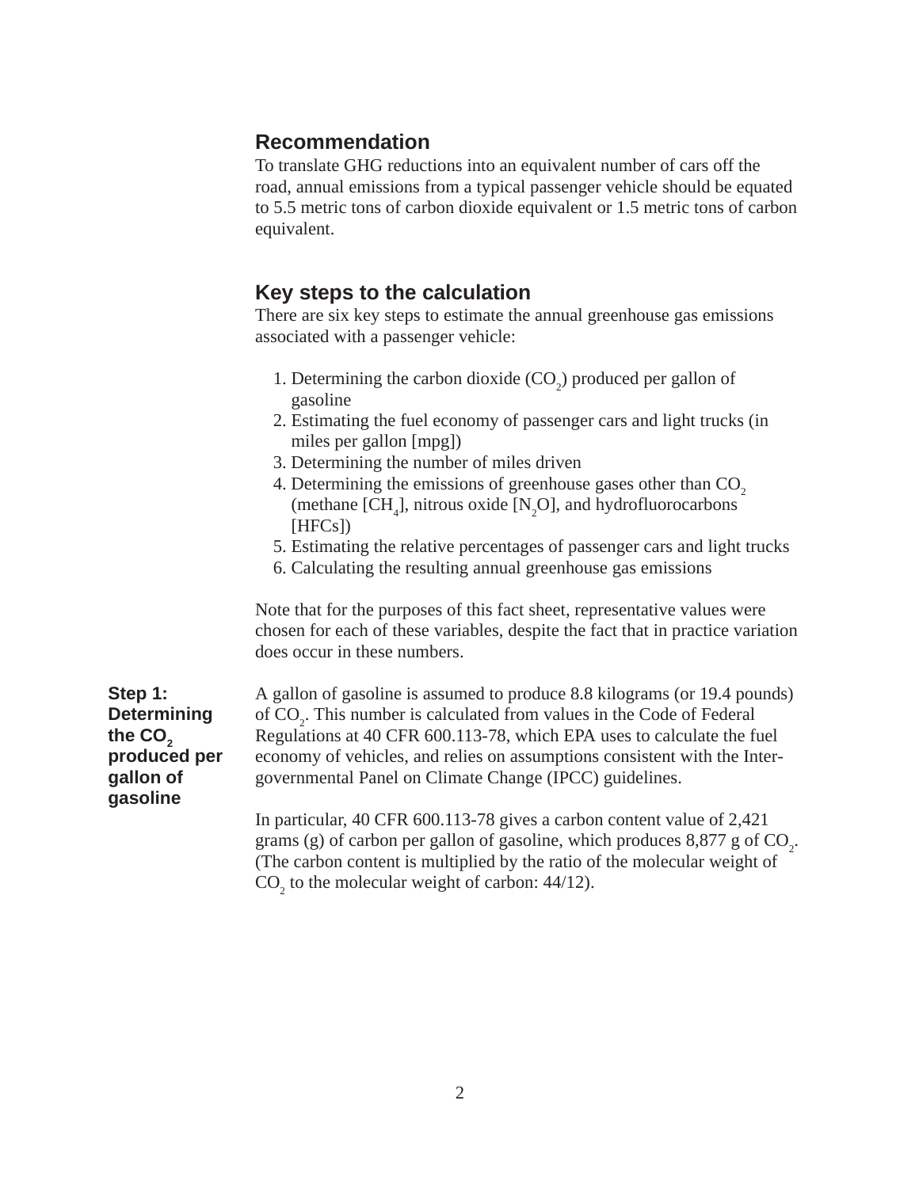## Recommendation

To translate GHG reductions into an equivalent number of cars off the road, annual emissions from a typical passenger vehicle should be equated to 5.5 metric tons of carbon dioxide equivalent or 1.5 metric tons of carbon equivalent.

## Key steps to the calculation

There are six key steps to estimate the annual greenhouse gas emissions associated with a passenger vehicle:

1. Determining the carbon dioxide ($CO_2$) produced per gallon of gasoline
2. Estimating the fuel economy of passenger cars and light trucks (in miles per gallon [mpg])
3. Determining the number of miles driven
4. Determining the emissions of greenhouse gases other than $CO_2$ (methane [$CH_4$], nitrous oxide [$N_2O$], and hydrofluorocarbons [HFCs])
5. Estimating the relative percentages of passenger cars and light trucks
6. Calculating the resulting annual greenhouse gas emissions

Note that for the purposes of this fact sheet, representative values were chosen for each of these variables, despite the fact that in practice variation does occur in these numbers.

### Step 1: Determining the $CO_2$ produced per gallon of gasoline

A gallon of gasoline is assumed to produce 8.8 kilograms (or 19.4 pounds) of $CO_2$. This number is calculated from values in the Code of Federal Regulations at 40 CFR 600.113-78, which EPA uses to calculate the fuel economy of vehicles, and relies on assumptions consistent with the Intergovernmental Panel on Climate Change (IPCC) guidelines.

In particular, 40 CFR 600.113-78 gives a carbon content value of 2,421 grams (g) of carbon per gallon of gasoline, which produces 8,877 g of $CO_2$. (The carbon content is multiplied by the ratio of the molecular weight of $CO_2$ to the molecular weight of carbon: 44/12).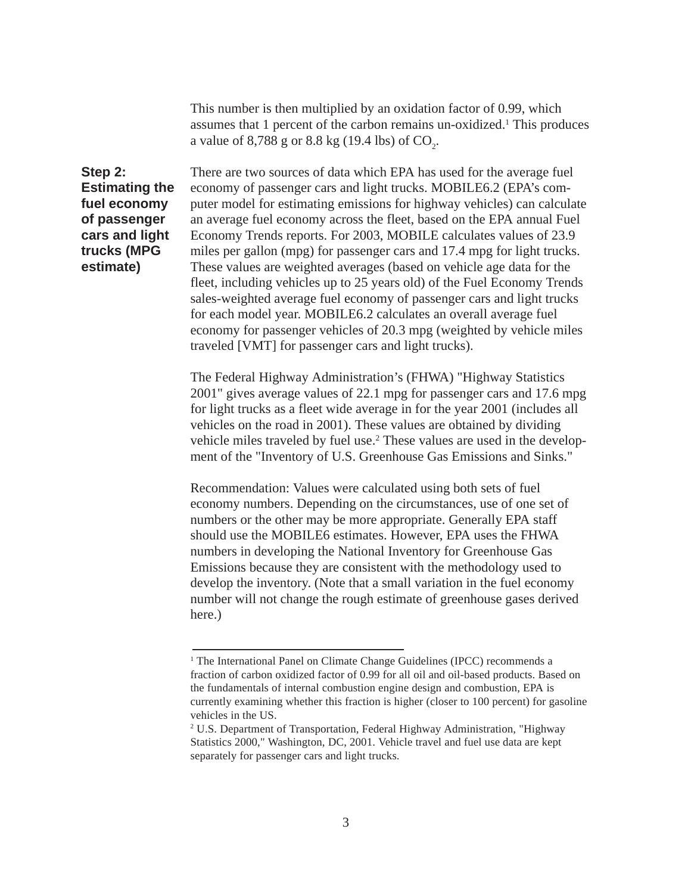This number is then multiplied by an oxidation factor of 0.99, which assumes that 1 percent of the carbon remains un-oxidized.[1] This produces a value of 8,788 g or 8.8 kg (19.4 lbs) of $CO_2$.

**Step 2: Estimating the fuel economy of passenger cars and light trucks (MPG estimate)**

There are two sources of data which EPA has used for the average fuel economy of passenger cars and light trucks. MOBILE6.2 (EPA's computer model for estimating emissions for highway vehicles) can calculate an average fuel economy across the fleet, based on the EPA annual Fuel Economy Trends reports. For 2003, MOBILE calculates values of 23.9 miles per gallon (mpg) for passenger cars and 17.4 mpg for light trucks. These values are weighted averages (based on vehicle age data for the fleet, including vehicles up to 25 years old) of the Fuel Economy Trends sales-weighted average fuel economy of passenger cars and light trucks for each model year. MOBILE6.2 calculates an overall average fuel economy for passenger vehicles of 20.3 mpg (weighted by vehicle miles traveled [VMT] for passenger cars and light trucks).

The Federal Highway Administration's (FHWA) "Highway Statistics 2001" gives average values of 22.1 mpg for passenger cars and 17.6 mpg for light trucks as a fleet wide average in for the year 2001 (includes all vehicles on the road in 2001). These values are obtained by dividing vehicle miles traveled by fuel use.[2] These values are used in the development of the "Inventory of U.S. Greenhouse Gas Emissions and Sinks."

Recommendation: Values were calculated using both sets of fuel economy numbers. Depending on the circumstances, use of one set of numbers or the other may be more appropriate. Generally EPA staff should use the MOBILE6 estimates. However, EPA uses the FHWA numbers in developing the National Inventory for Greenhouse Gas Emissions because they are consistent with the methodology used to develop the inventory. (Note that a small variation in the fuel economy number will not change the rough estimate of greenhouse gases derived here.)

---

[1] The International Panel on Climate Change Guidelines (IPCC) recommends a fraction of carbon oxidized factor of 0.99 for all oil and oil-based products. Based on the fundamentals of internal combustion engine design and combustion, EPA is currently examining whether this fraction is higher (closer to 100 percent) for gasoline vehicles in the US.

[2] U.S. Department of Transportation, Federal Highway Administration, "Highway Statistics 2000," Washington, DC, 2001. Vehicle travel and fuel use data are kept separately for passenger cars and light trucks.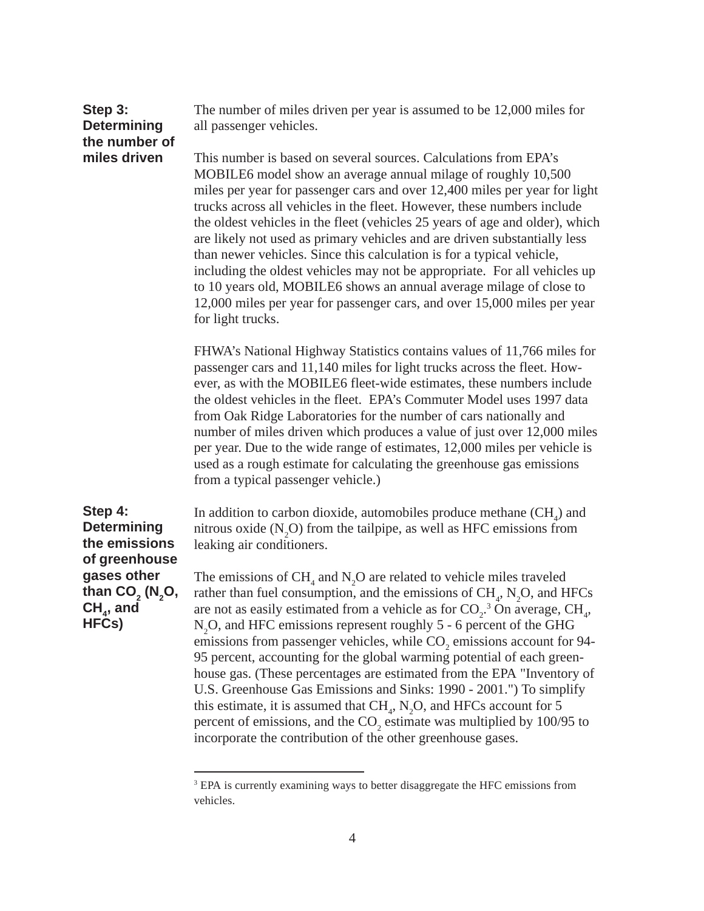### Step 3: Determining the number of miles driven

The number of miles driven per year is assumed to be 12,000 miles for all passenger vehicles.

This number is based on several sources. Calculations from EPA's MOBILE6 model show an average annual milage of roughly 10,500 miles per year for passenger cars and over 12,400 miles per year for light trucks across all vehicles in the fleet. However, these numbers include the oldest vehicles in the fleet (vehicles 25 years of age and older), which are likely not used as primary vehicles and are driven substantially less than newer vehicles. Since this calculation is for a typical vehicle, including the oldest vehicles may not be appropriate. For all vehicles up to 10 years old, MOBILE6 shows an annual average milage of close to 12,000 miles per year for passenger cars, and over 15,000 miles per year for light trucks.

FHWA's National Highway Statistics contains values of 11,766 miles for passenger cars and 11,140 miles for light trucks across the fleet. However, as with the MOBILE6 fleet-wide estimates, these numbers include the oldest vehicles in the fleet. EPA's Commuter Model uses 1997 data from Oak Ridge Laboratories for the number of cars nationally and number of miles driven which produces a value of just over 12,000 miles per year. Due to the wide range of estimates, 12,000 miles per vehicle is used as a rough estimate for calculating the greenhouse gas emissions from a typical passenger vehicle.)

### Step 4: Determining the emissions of greenhouse gases other than $CO_2$ ($N_2O$, $CH_4$, and HFCs)

In addition to carbon dioxide, automobiles produce methane ($CH_4$) and nitrous oxide ($N_2O$) from the tailpipe, as well as HFC emissions from leaking air conditioners.

The emissions of $CH_4$ and $N_2O$ are related to vehicle miles traveled rather than fuel consumption, and the emissions of $CH_4$, $N_2O$, and HFCs are not as easily estimated from a vehicle as for $CO_2$.[3] On average, $CH_4$, $N_2O$, and HFC emissions represent roughly 5 - 6 percent of the GHG emissions from passenger vehicles, while $CO_2$ emissions account for 94-95 percent, accounting for the global warming potential of each greenhouse gas. (These percentages are estimated from the EPA "Inventory of U.S. Greenhouse Gas Emissions and Sinks: 1990 - 2001.") To simplify this estimate, it is assumed that $CH_4$, $N_2O$, and HFCs account for 5 percent of emissions, and the $CO_2$ estimate was multiplied by 100/95 to incorporate the contribution of the other greenhouse gases.

---

[3] EPA is currently examining ways to better disaggregate the HFC emissions from vehicles.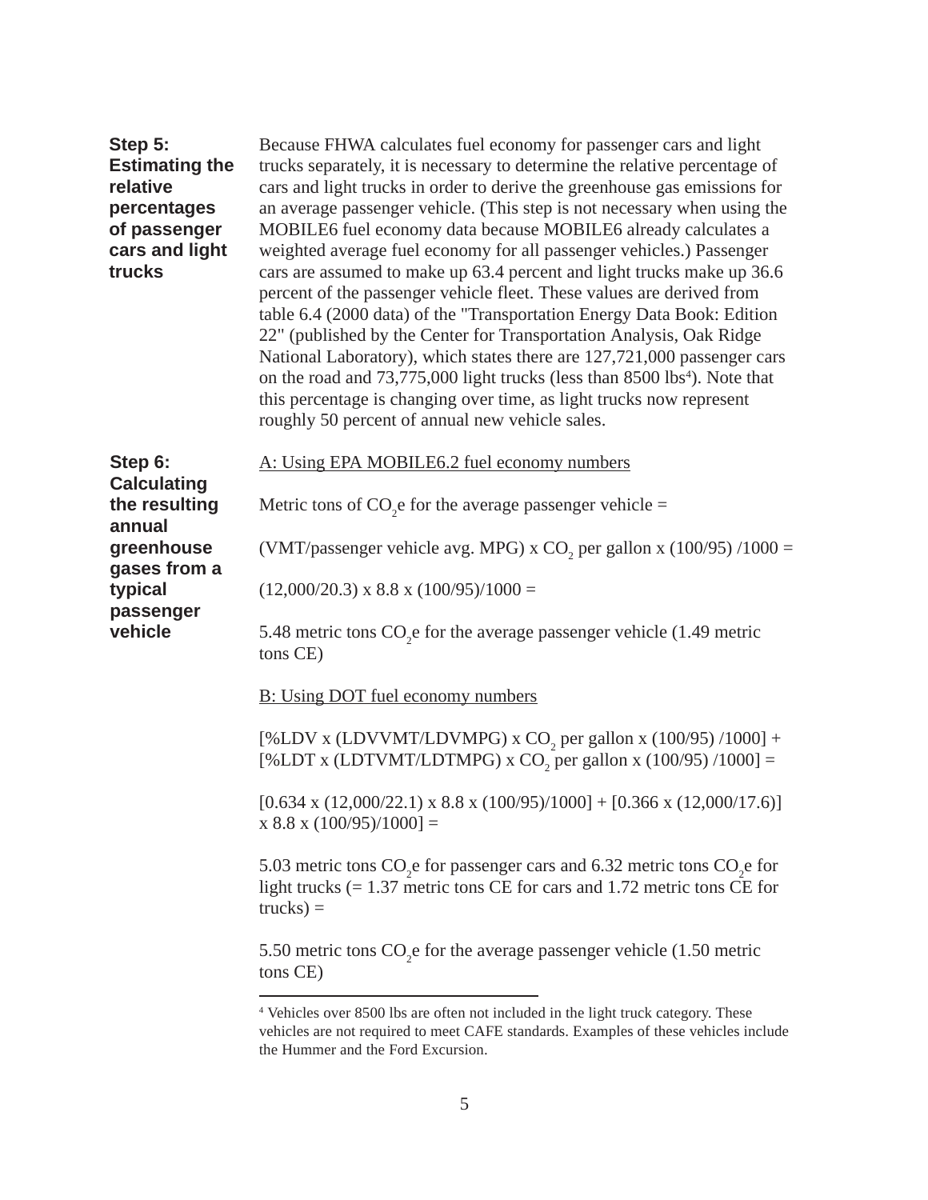**Step 5: Estimating the relative percentages of passenger cars and light trucks**

Because FHWA calculates fuel economy for passenger cars and light trucks separately, it is necessary to determine the relative percentage of cars and light trucks in order to derive the greenhouse gas emissions for an average passenger vehicle. (This step is not necessary when using the MOBILE6 fuel economy data because MOBILE6 already calculates a weighted average fuel economy for all passenger vehicles.) Passenger cars are assumed to make up 63.4 percent and light trucks make up 36.6 percent of the passenger vehicle fleet. These values are derived from table 6.4 (2000 data) of the "Transportation Energy Data Book: Edition 22" (published by the Center for Transportation Analysis, Oak Ridge National Laboratory), which states there are 127,721,000 passenger cars on the road and 73,775,000 light trucks (less than 8500 lbs[4]). Note that this percentage is changing over time, as light trucks now represent roughly 50 percent of annual new vehicle sales.

**Step 6: Calculating the resulting annual greenhouse gases from a typical passenger vehicle**

A: Using EPA MOBILE6.2 fuel economy numbers

Metric tons of $CO_2$e for the average passenger vehicle =

(VMT/passenger vehicle avg. MPG) x $CO_2$ per gallon x (100/95) /1000 =

(12,000/20.3) x 8.8 x (100/95)/1000 =

5.48 metric tons $CO_2$e for the average passenger vehicle (1.49 metric tons CE)

B: Using DOT fuel economy numbers

[%LDV x (LDVVMT/LDVMPG) x $CO_2$ per gallon x (100/95) /1000] + [%LDT x (LDTVMT/LDTMPG) x $CO_2$ per gallon x (100/95) /1000] =

[0.634 x (12,000/22.1) x 8.8 x (100/95)/1000] + [0.366 x (12,000/17.6)] x 8.8 x (100/95)/1000] =

5.03 metric tons $CO_2$e for passenger cars and 6.32 metric tons $CO_2$e for light trucks (= 1.37 metric tons CE for cars and 1.72 metric tons CE for trucks) =

5.50 metric tons $CO_2$e for the average passenger vehicle (1.50 metric tons CE)

---

[4] Vehicles over 8500 lbs are often not included in the light truck category. These vehicles are not required to meet CAFE standards. Examples of these vehicles include the Hummer and the Ford Excursion.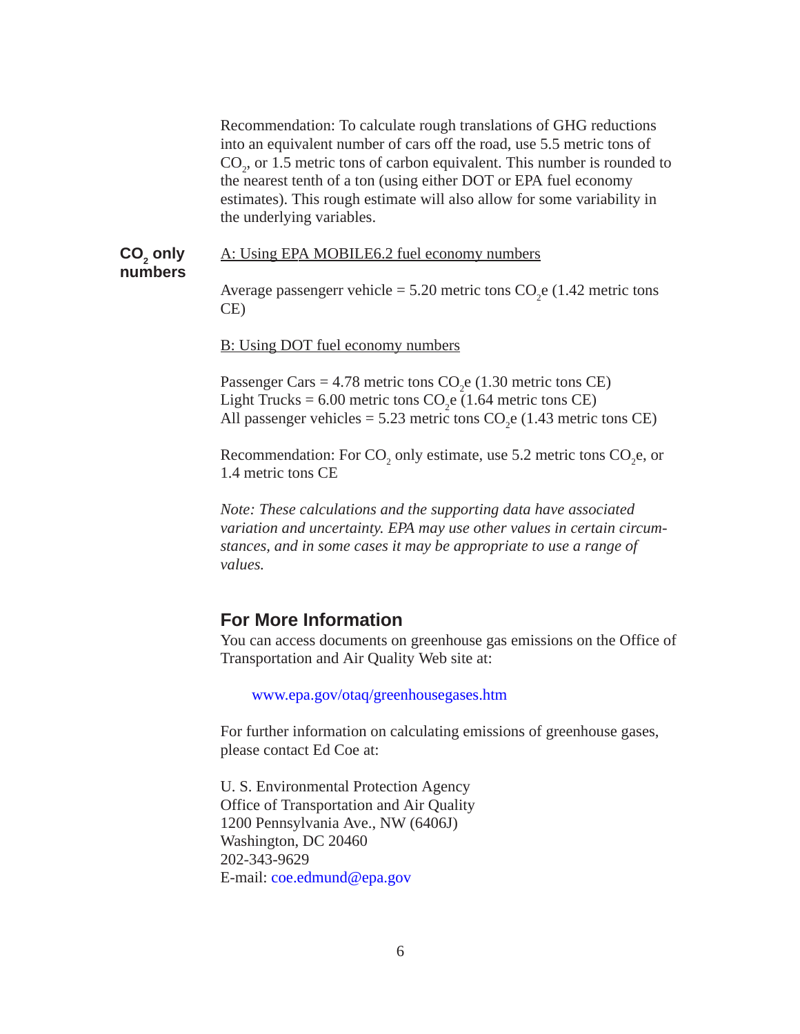Recommendation: To calculate rough translations of GHG reductions into an equivalent number of cars off the road, use 5.5 metric tons of $CO_2$, or 1.5 metric tons of carbon equivalent. This number is rounded to the nearest tenth of a ton (using either DOT or EPA fuel economy estimates). This rough estimate will also allow for some variability in the underlying variables.

**$CO_2$ only numbers**

A: Using EPA MOBILE6.2 fuel economy numbers

Average passengerr vehicle = 5.20 metric tons $CO_2e$ (1.42 metric tons CE)

B: Using DOT fuel economy numbers

Passenger Cars = 4.78 metric tons $CO_2e$ (1.30 metric tons CE)
Light Trucks = 6.00 metric tons $CO_2e$ (1.64 metric tons CE)
All passenger vehicles = 5.23 metric tons $CO_2e$ (1.43 metric tons CE)

Recommendation: For $CO_2$ only estimate, use 5.2 metric tons $CO_2e$, or 1.4 metric tons CE

*Note: These calculations and the supporting data have associated variation and uncertainty. EPA may use other values in certain circumstances, and in some cases it may be appropriate to use a range of values.*

## For More Information

You can access documents on greenhouse gas emissions on the Office of Transportation and Air Quality Web site at:

www.epa.gov/otaq/greenhousegases.htm

For further information on calculating emissions of greenhouse gases, please contact Ed Coe at:

U. S. Environmental Protection Agency
Office of Transportation and Air Quality
1200 Pennsylvania Ave., NW (6406J)
Washington, DC 20460
202-343-9629
E-mail: coe.edmund@epa.gov